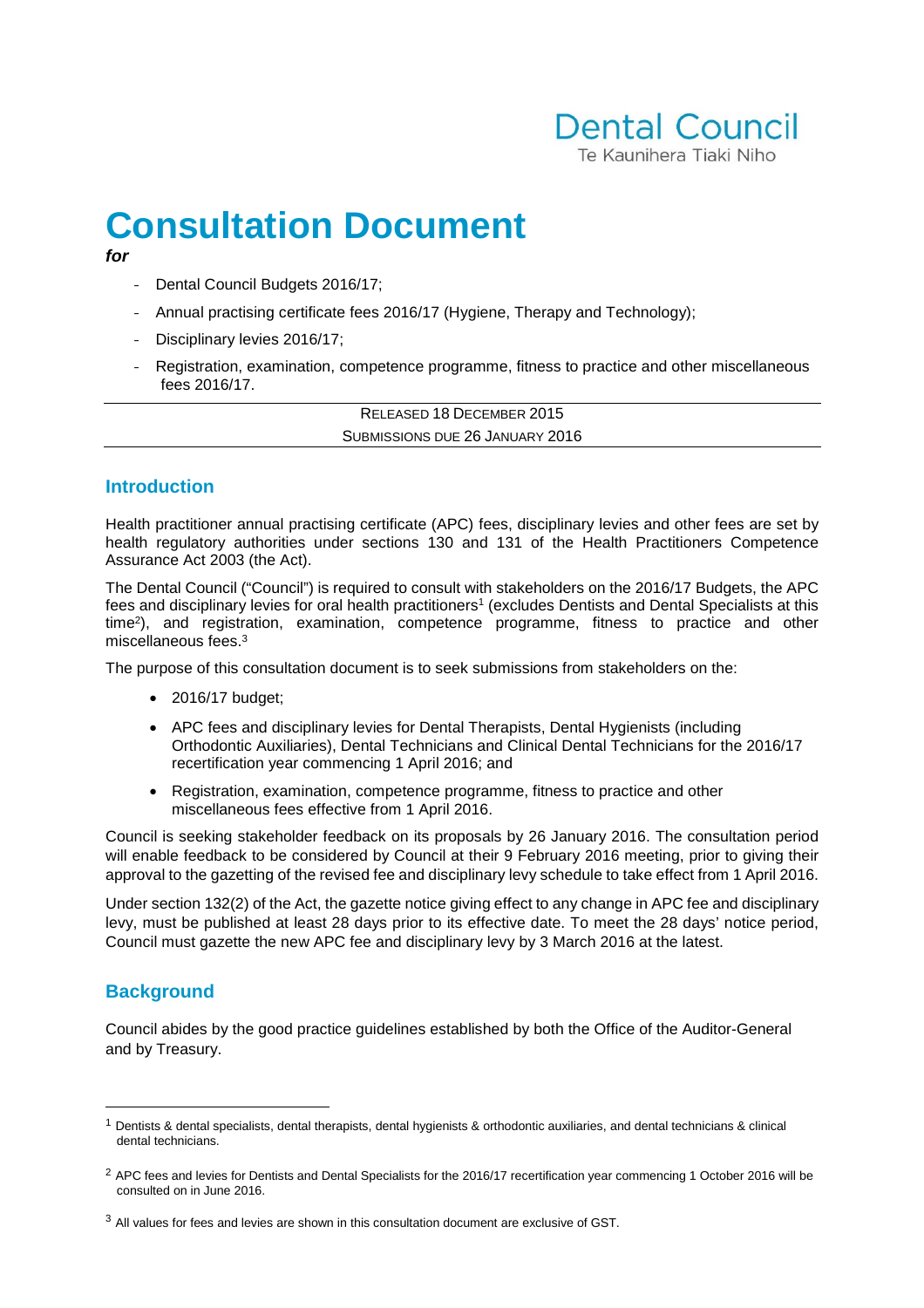Dental Council

Te Kaunihera Tiaki Niho

# Consultation Document

***for***

- Dental Council Budgets 2016/17;
- Annual practising certificate fees 2016/17 (Hygiene, Therapy and Technology);
- Disciplinary levies 2016/17;
- Registration, examination, competence programme, fitness to practice and other miscellaneous fees 2016/17.

---

RELEASED 18 DECEMBER 2015

SUBMISSIONS DUE 26 JANUARY 2016

---

## Introduction

Health practitioner annual practising certificate (APC) fees, disciplinary levies and other fees are set by health regulatory authorities under sections 130 and 131 of the Health Practitioners Competence Assurance Act 2003 (the Act).

The Dental Council ("Council") is required to consult with stakeholders on the 2016/17 Budgets, the APC fees and disciplinary levies for oral health practitioners[1] (excludes Dentists and Dental Specialists at this time[2]), and registration, examination, competence programme, fitness to practice and other miscellaneous fees.[3]

The purpose of this consultation document is to seek submissions from stakeholders on the:

- 2016/17 budget;
- APC fees and disciplinary levies for Dental Therapists, Dental Hygienists (including Orthodontic Auxiliaries), Dental Technicians and Clinical Dental Technicians for the 2016/17 recertification year commencing 1 April 2016; and
- Registration, examination, competence programme, fitness to practice and other miscellaneous fees effective from 1 April 2016.

Council is seeking stakeholder feedback on its proposals by 26 January 2016. The consultation period will enable feedback to be considered by Council at their 9 February 2016 meeting, prior to giving their approval to the gazetting of the revised fee and disciplinary levy schedule to take effect from 1 April 2016.

Under section 132(2) of the Act, the gazette notice giving effect to any change in APC fee and disciplinary levy, must be published at least 28 days prior to its effective date. To meet the 28 days' notice period, Council must gazette the new APC fee and disciplinary levy by 3 March 2016 at the latest.

## Background

Council abides by the good practice guidelines established by both the Office of the Auditor-General and by Treasury.

---

[1] Dentists & dental specialists, dental therapists, dental hygienists & orthodontic auxiliaries, and dental technicians & clinical dental technicians.

[2] APC fees and levies for Dentists and Dental Specialists for the 2016/17 recertification year commencing 1 October 2016 will be consulted on in June 2016.

[3] All values for fees and levies are shown in this consultation document are exclusive of GST.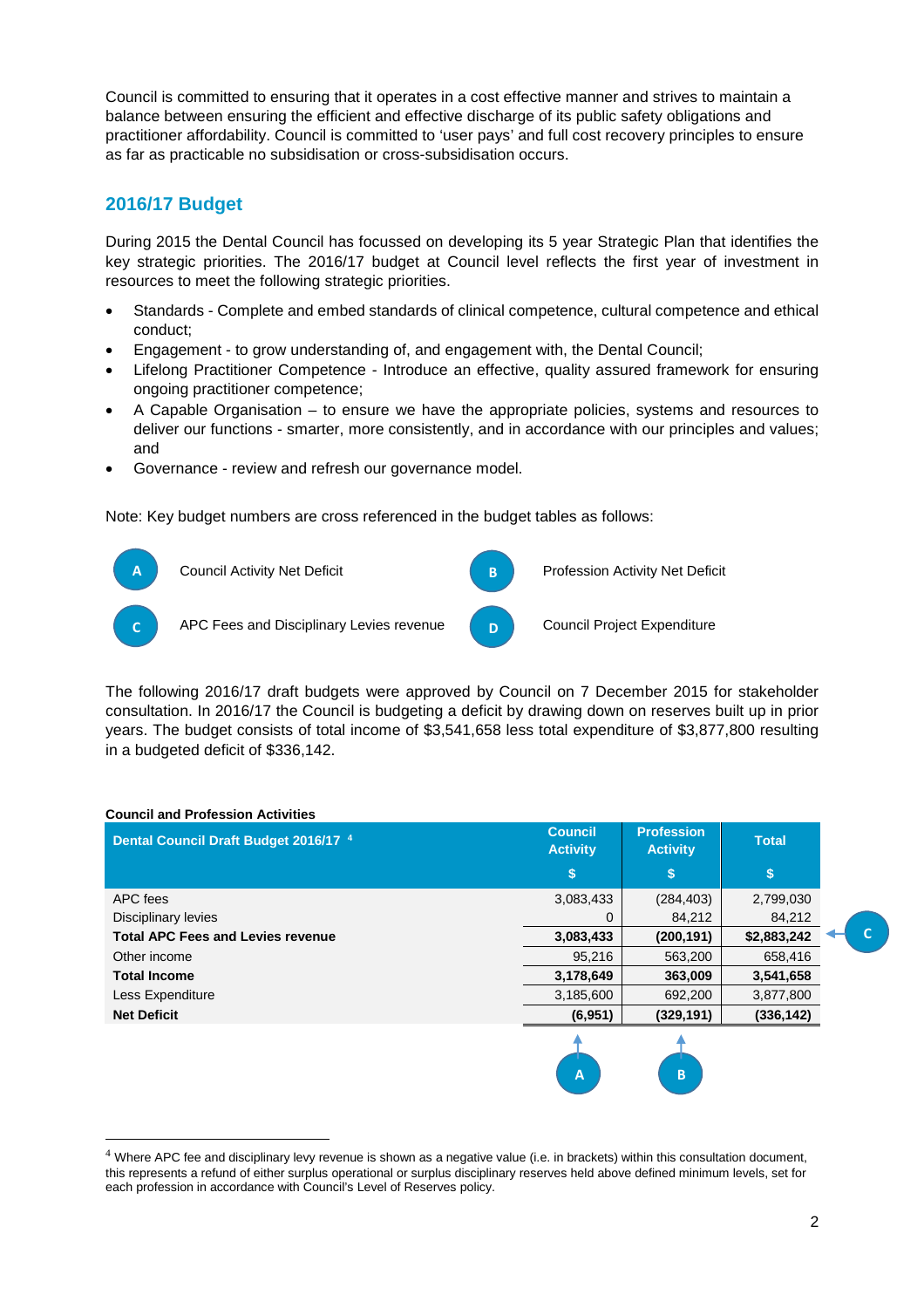Council is committed to ensuring that it operates in a cost effective manner and strives to maintain a balance between ensuring the efficient and effective discharge of its public safety obligations and practitioner affordability. Council is committed to 'user pays' and full cost recovery principles to ensure as far as practicable no subsidisation or cross-subsidisation occurs.

## 2016/17 Budget

During 2015 the Dental Council has focussed on developing its 5 year Strategic Plan that identifies the key strategic priorities. The 2016/17 budget at Council level reflects the first year of investment in resources to meet the following strategic priorities.

- Standards - Complete and embed standards of clinical competence, cultural competence and ethical conduct;
- Engagement - to grow understanding of, and engagement with, the Dental Council;
- Lifelong Practitioner Competence - Introduce an effective, quality assured framework for ensuring ongoing practitioner competence;
- A Capable Organisation – to ensure we have the appropriate policies, systems and resources to deliver our functions - smarter, more consistently, and in accordance with our principles and values; and
- Governance - review and refresh our governance model.

Note: Key budget numbers are cross referenced in the budget tables as follows:

- **A** Council Activity Net Deficit
- **B** Profession Activity Net Deficit
- **C** APC Fees and Disciplinary Levies revenue
- **D** Council Project Expenditure

The following 2016/17 draft budgets were approved by Council on 7 December 2015 for stakeholder consultation. In 2016/17 the Council is budgeting a deficit by drawing down on reserves built up in prior years. The budget consists of total income of $3,541,658 less total expenditure of $3,877,800 resulting in a budgeted deficit of $336,142.

**Council and Profession Activities**

| Dental Council Draft Budget 2016/17 [4] | Council Activity $ | Profession Activity $ | Total $ |
|---|---|---|---|
| APC fees | 3,083,433 | (284,403) | 2,799,030 |
| Disciplinary levies | 0 | 84,212 | 84,212 |
| **Total APC Fees and Levies revenue** | **3,083,433** | **(200,191)** | **$2,883,242** (C) |
| Other income | 95,216 | 563,200 | 658,416 |
| **Total Income** | **3,178,649** | **363,009** | **3,541,658** |
| Less Expenditure | 3,185,600 | 692,200 | 3,877,800 |
| **Net Deficit** | **(6,951)** (A) | **(329,191)** (B) | **(336,142)** |

[4] Where APC fee and disciplinary levy revenue is shown as a negative value (i.e. in brackets) within this consultation document, this represents a refund of either surplus operational or surplus disciplinary reserves held above defined minimum levels, set for each profession in accordance with Council's Level of Reserves policy.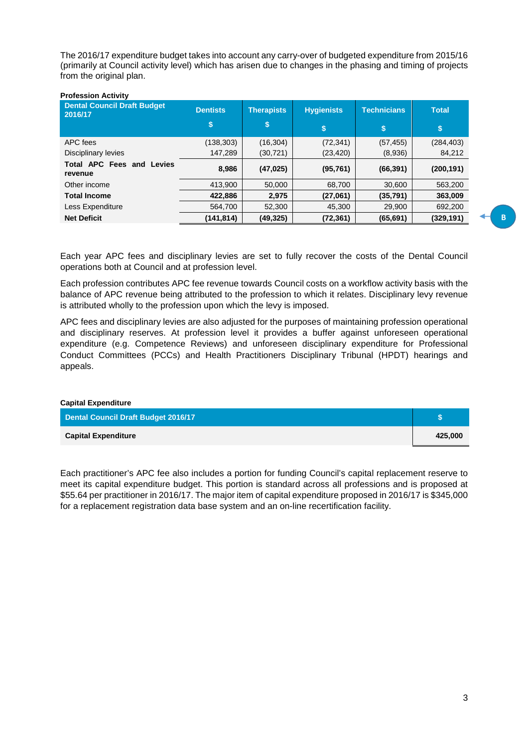The 2016/17 expenditure budget takes into account any carry-over of budgeted expenditure from 2015/16 (primarily at Council activity level) which has arisen due to changes in the phasing and timing of projects from the original plan.

**Profession Activity**

| Dental Council Draft Budget 2016/17 | Dentists $ | Therapists $ | Hygienists $ | Technicians $ | Total $ |
|---|---|---|---|---|---|
| APC fees | (138,303) | (16,304) | (72,341) | (57,455) | (284,403) |
| Disciplinary levies | 147,289 | (30,721) | (23,420) | (8,936) | 84,212 |
| **Total APC Fees and Levies revenue** | **8,986** | **(47,025)** | **(95,761)** | **(66,391)** | **(200,191)** |
| Other income | 413,900 | 50,000 | 68,700 | 30,600 | 563,200 |
| **Total Income** | **422,886** | **2,975** | **(27,061)** | **(35,791)** | **363,009** |
| Less Expenditure | 564,700 | 52,300 | 45,300 | 29,900 | 692,200 |
| **Net Deficit** | **(141,814)** | **(49,325)** | **(72,361)** | **(65,691)** | **(329,191)** |

B

Each year APC fees and disciplinary levies are set to fully recover the costs of the Dental Council operations both at Council and at profession level.

Each profession contributes APC fee revenue towards Council costs on a workflow activity basis with the balance of APC revenue being attributed to the profession to which it relates. Disciplinary levy revenue is attributed wholly to the profession upon which the levy is imposed.

APC fees and disciplinary levies are also adjusted for the purposes of maintaining profession operational and disciplinary reserves. At profession level it provides a buffer against unforeseen operational expenditure (e.g. Competence Reviews) and unforeseen disciplinary expenditure for Professional Conduct Committees (PCCs) and Health Practitioners Disciplinary Tribunal (HPDT) hearings and appeals.

**Capital Expenditure**

| Dental Council Draft Budget 2016/17 | $ |
|---|---|
| **Capital Expenditure** | **425,000** |

Each practitioner's APC fee also includes a portion for funding Council's capital replacement reserve to meet its capital expenditure budget. This portion is standard across all professions and is proposed at $55.64 per practitioner in 2016/17. The major item of capital expenditure proposed in 2016/17 is $345,000 for a replacement registration data base system and an on-line recertification facility.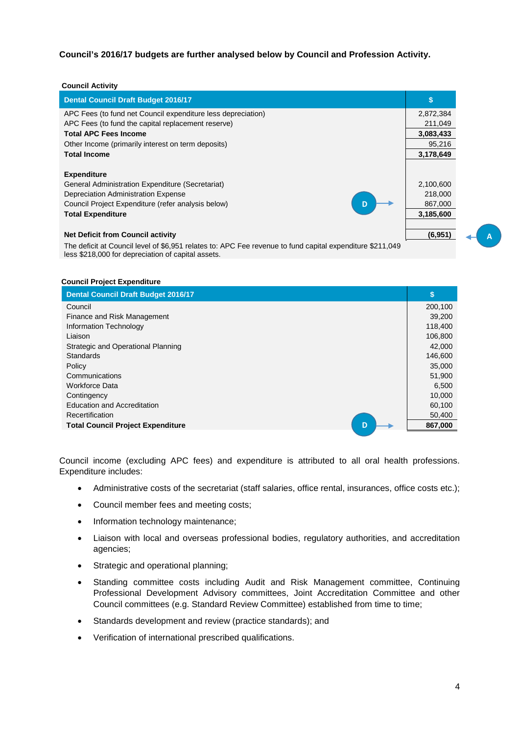**Council's 2016/17 budgets are further analysed below by Council and Profession Activity.**

**Council Activity**

| Dental Council Draft Budget 2016/17 | $ |
|---|---|
| APC Fees (to fund net Council expenditure less depreciation) | 2,872,384 |
| APC Fees (to fund the capital replacement reserve) | 211,049 |
| **Total APC Fees Income** | **3,083,433** |
| Other Income (primarily interest on term deposits) | 95,216 |
| **Total Income** | **3,178,649** |
| | |
| **Expenditure** | |
| General Administration Expenditure (Secretariat) | 2,100,600 |
| Depreciation Administration Expense | 218,000 |
| Council Project Expenditure (refer analysis below) D | 867,000 |
| **Total Expenditure** | **3,185,600** |
| | |
| **Net Deficit from Council activity** | **(6,951)** A |
| The deficit at Council level of $6,951 relates to: APC Fee revenue to fund capital expenditure $211,049 less $218,000 for depreciation of capital assets. | |

**Council Project Expenditure**

| Dental Council Draft Budget 2016/17 | $ |
|---|---|
| Council | 200,100 |
| Finance and Risk Management | 39,200 |
| Information Technology | 118,400 |
| Liaison | 106,800 |
| Strategic and Operational Planning | 42,000 |
| Standards | 146,600 |
| Policy | 35,000 |
| Communications | 51,900 |
| Workforce Data | 6,500 |
| Contingency | 10,000 |
| Education and Accreditation | 60,100 |
| Recertification | 50,400 |
| **Total Council Project Expenditure** D | **867,000** |

Council income (excluding APC fees) and expenditure is attributed to all oral health professions. Expenditure includes:

- Administrative costs of the secretariat (staff salaries, office rental, insurances, office costs etc.);
- Council member fees and meeting costs;
- Information technology maintenance;
- Liaison with local and overseas professional bodies, regulatory authorities, and accreditation agencies;
- Strategic and operational planning;
- Standing committee costs including Audit and Risk Management committee, Continuing Professional Development Advisory committees, Joint Accreditation Committee and other Council committees (e.g. Standard Review Committee) established from time to time;
- Standards development and review (practice standards); and
- Verification of international prescribed qualifications.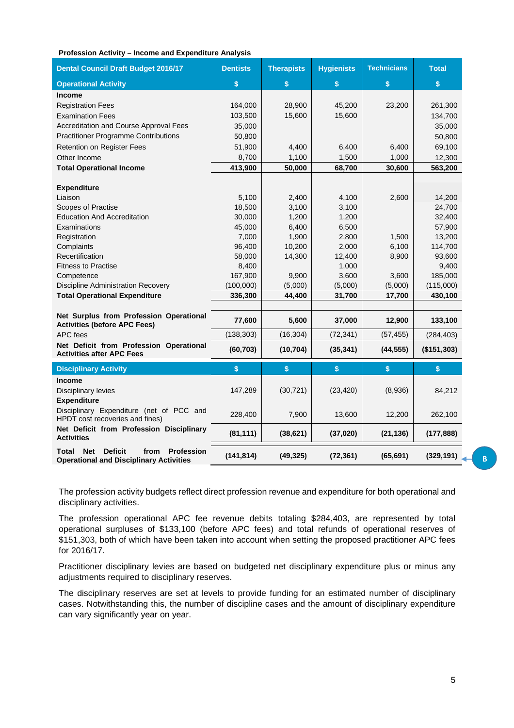**Profession Activity – Income and Expenditure Analysis**

| Dental Council Draft Budget 2016/17 | Dentists | Therapists | Hygienists | Technicians | Total |
|---|---|---|---|---|---|
| **Operational Activity** | **$** | **$** | **$** | **$** | **$** |
| **Income** | | | | | |
| Registration Fees | 164,000 | 28,900 | 45,200 | 23,200 | 261,300 |
| Examination Fees | 103,500 | 15,600 | 15,600 | | 134,700 |
| Accreditation and Course Approval Fees | 35,000 | | | | 35,000 |
| Practitioner Programme Contributions | 50,800 | | | | 50,800 |
| Retention on Register Fees | 51,900 | 4,400 | 6,400 | 6,400 | 69,100 |
| Other Income | 8,700 | 1,100 | 1,500 | 1,000 | 12,300 |
| **Total Operational Income** | **413,900** | **50,000** | **68,700** | **30,600** | **563,200** |
| **Expenditure** | | | | | |
| Liaison | 5,100 | 2,400 | 4,100 | 2,600 | 14,200 |
| Scopes of Practise | 18,500 | 3,100 | 3,100 | | 24,700 |
| Education And Accreditation | 30,000 | 1,200 | 1,200 | | 32,400 |
| Examinations | 45,000 | 6,400 | 6,500 | | 57,900 |
| Registration | 7,000 | 1,900 | 2,800 | 1,500 | 13,200 |
| Complaints | 96,400 | 10,200 | 2,000 | 6,100 | 114,700 |
| Recertification | 58,000 | 14,300 | 12,400 | 8,900 | 93,600 |
| Fitness to Practise | 8,400 | | 1,000 | | 9,400 |
| Competence | 167,900 | 9,900 | 3,600 | 3,600 | 185,000 |
| Discipline Administration Recovery | (100,000) | (5,000) | (5,000) | (5,000) | (115,000) |
| **Total Operational Expenditure** | **336,300** | **44,400** | **31,700** | **17,700** | **430,100** |
| **Net Surplus from Profession Operational Activities (before APC Fees)** | **77,600** | **5,600** | **37,000** | **12,900** | **133,100** |
| APC fees | (138,303) | (16,304) | (72,341) | (57,455) | (284,403) |
| **Net Deficit from Profession Operational Activities after APC Fees** | **(60,703)** | **(10,704)** | **(35,341)** | **(44,555)** | **($151,303)** |
| **Disciplinary Activity** | **$** | **$** | **$** | **$** | **$** |
| **Income** | | | | | |
| Disciplinary levies | 147,289 | (30,721) | (23,420) | (8,936) | 84,212 |
| **Expenditure** | | | | | |
| Disciplinary Expenditure (net of PCC and HPDT cost recoveries and fines) | 228,400 | 7,900 | 13,600 | 12,200 | 262,100 |
| **Net Deficit from Profession Disciplinary Activities** | **(81,111)** | **(38,621)** | **(37,020)** | **(21,136)** | **(177,888)** |
| **Total Net Deficit from Profession Operational and Disciplinary Activities** | **(141,814)** | **(49,325)** | **(72,361)** | **(65,691)** | **(329,191)** |

B

The profession activity budgets reflect direct profession revenue and expenditure for both operational and disciplinary activities.

The profession operational APC fee revenue debits totaling $284,403, are represented by total operational surpluses of $133,100 (before APC fees) and total refunds of operational reserves of $151,303, both of which have been taken into account when setting the proposed practitioner APC fees for 2016/17.

Practitioner disciplinary levies are based on budgeted net disciplinary expenditure plus or minus any adjustments required to disciplinary reserves.

The disciplinary reserves are set at levels to provide funding for an estimated number of disciplinary cases. Notwithstanding this, the number of discipline cases and the amount of disciplinary expenditure can vary significantly year on year.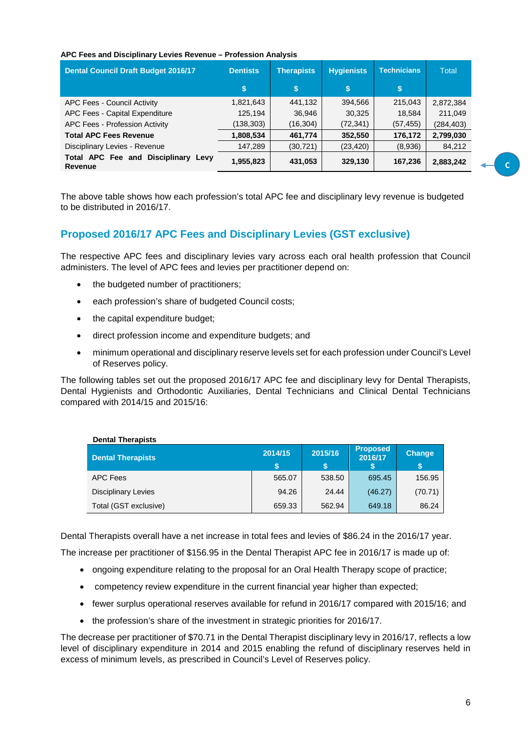**APC Fees and Disciplinary Levies Revenue – Profession Analysis**

| Dental Council Draft Budget 2016/17 | Dentists $ | Therapists $ | Hygienists $ | Technicians $ | Total |
|---|---|---|---|---|---|
| APC Fees - Council Activity | 1,821,643 | 441,132 | 394,566 | 215,043 | 2,872,384 |
| APC Fees - Capital Expenditure | 125,194 | 36,946 | 30,325 | 18,584 | 211,049 |
| APC Fees - Profession Activity | (138,303) | (16,304) | (72,341) | (57,455) | (284,403) |
| **Total APC Fees Revenue** | **1,808,534** | **461,774** | **352,550** | **176,172** | **2,799,030** |
| Disciplinary Levies - Revenue | 147,289 | (30,721) | (23,420) | (8,936) | 84,212 |
| **Total APC Fee and Disciplinary Levy Revenue** | **1,955,823** | **431,053** | **329,130** | **167,236** | **2,883,242** |

C

The above table shows how each profession's total APC fee and disciplinary levy revenue is budgeted to be distributed in 2016/17.

## Proposed 2016/17 APC Fees and Disciplinary Levies (GST exclusive)

The respective APC fees and disciplinary levies vary across each oral health profession that Council administers. The level of APC fees and levies per practitioner depend on:

- the budgeted number of practitioners;
- each profession's share of budgeted Council costs;
- the capital expenditure budget;
- direct profession income and expenditure budgets; and
- minimum operational and disciplinary reserve levels set for each profession under Council's Level of Reserves policy.

The following tables set out the proposed 2016/17 APC fee and disciplinary levy for Dental Therapists, Dental Hygienists and Orthodontic Auxiliaries, Dental Technicians and Clinical Dental Technicians compared with 2014/15 and 2015/16:

**Dental Therapists**

| Dental Therapists | 2014/15 $ | 2015/16 $ | Proposed 2016/17 $ | Change $ |
|---|---|---|---|---|
| APC Fees | 565.07 | 538.50 | 695.45 | 156.95 |
| Disciplinary Levies | 94.26 | 24.44 | (46.27) | (70.71) |
| Total (GST exclusive) | 659.33 | 562.94 | 649.18 | 86.24 |

Dental Therapists overall have a net increase in total fees and levies of $86.24 in the 2016/17 year.

The increase per practitioner of $156.95 in the Dental Therapist APC fee in 2016/17 is made up of:

- ongoing expenditure relating to the proposal for an Oral Health Therapy scope of practice;
- competency review expenditure in the current financial year higher than expected;
- fewer surplus operational reserves available for refund in 2016/17 compared with 2015/16; and
- the profession's share of the investment in strategic priorities for 2016/17.

The decrease per practitioner of $70.71 in the Dental Therapist disciplinary levy in 2016/17, reflects a low level of disciplinary expenditure in 2014 and 2015 enabling the refund of disciplinary reserves held in excess of minimum levels, as prescribed in Council's Level of Reserves policy.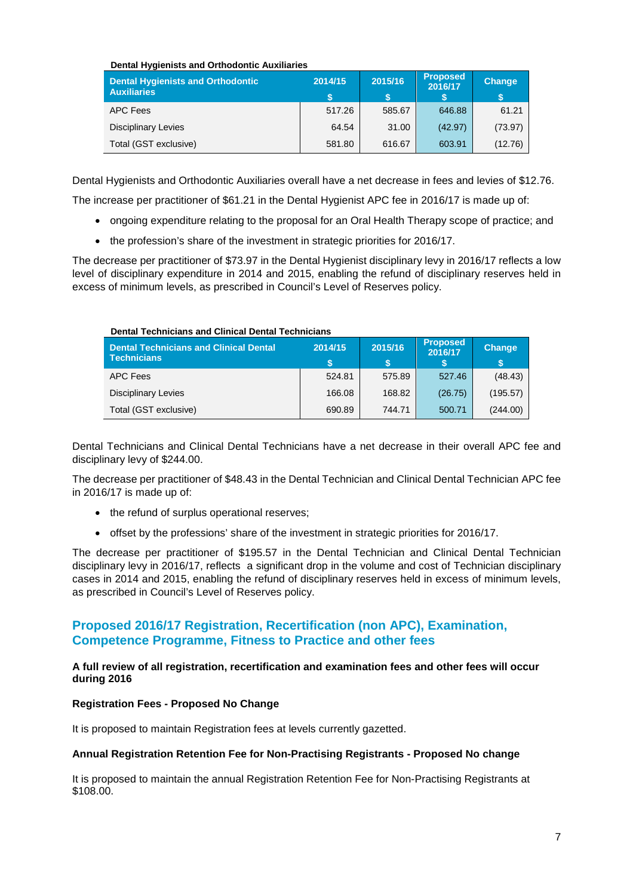**Dental Hygienists and Orthodontic Auxiliaries**

| Dental Hygienists and Orthodontic Auxiliaries | 2014/15<br>$ | 2015/16<br>$ | Proposed 2016/17<br>$ | Change<br>$ |
|---|---|---|---|---|
| APC Fees | 517.26 | 585.67 | 646.88 | 61.21 |
| Disciplinary Levies | 64.54 | 31.00 | (42.97) | (73.97) |
| Total (GST exclusive) | 581.80 | 616.67 | 603.91 | (12.76) |

Dental Hygienists and Orthodontic Auxiliaries overall have a net decrease in fees and levies of $12.76.

The increase per practitioner of $61.21 in the Dental Hygienist APC fee in 2016/17 is made up of:

- ongoing expenditure relating to the proposal for an Oral Health Therapy scope of practice; and
- the profession's share of the investment in strategic priorities for 2016/17.

The decrease per practitioner of $73.97 in the Dental Hygienist disciplinary levy in 2016/17 reflects a low level of disciplinary expenditure in 2014 and 2015, enabling the refund of disciplinary reserves held in excess of minimum levels, as prescribed in Council's Level of Reserves policy.

**Dental Technicians and Clinical Dental Technicians**

| Dental Technicians and Clinical Dental Technicians | 2014/15<br>$ | 2015/16<br>$ | Proposed 2016/17<br>$ | Change<br>$ |
|---|---|---|---|---|
| APC Fees | 524.81 | 575.89 | 527.46 | (48.43) |
| Disciplinary Levies | 166.08 | 168.82 | (26.75) | (195.57) |
| Total (GST exclusive) | 690.89 | 744.71 | 500.71 | (244.00) |

Dental Technicians and Clinical Dental Technicians have a net decrease in their overall APC fee and disciplinary levy of $244.00.

The decrease per practitioner of $48.43 in the Dental Technician and Clinical Dental Technician APC fee in 2016/17 is made up of:

- the refund of surplus operational reserves;
- offset by the professions' share of the investment in strategic priorities for 2016/17.

The decrease per practitioner of $195.57 in the Dental Technician and Clinical Dental Technician disciplinary levy in 2016/17, reflects a significant drop in the volume and cost of Technician disciplinary cases in 2014 and 2015, enabling the refund of disciplinary reserves held in excess of minimum levels, as prescribed in Council's Level of Reserves policy.

## Proposed 2016/17 Registration, Recertification (non APC), Examination, Competence Programme, Fitness to Practice and other fees

**A full review of all registration, recertification and examination fees and other fees will occur during 2016**

**Registration Fees - Proposed No Change**

It is proposed to maintain Registration fees at levels currently gazetted.

**Annual Registration Retention Fee for Non-Practising Registrants - Proposed No change**

It is proposed to maintain the annual Registration Retention Fee for Non-Practising Registrants at $108.00.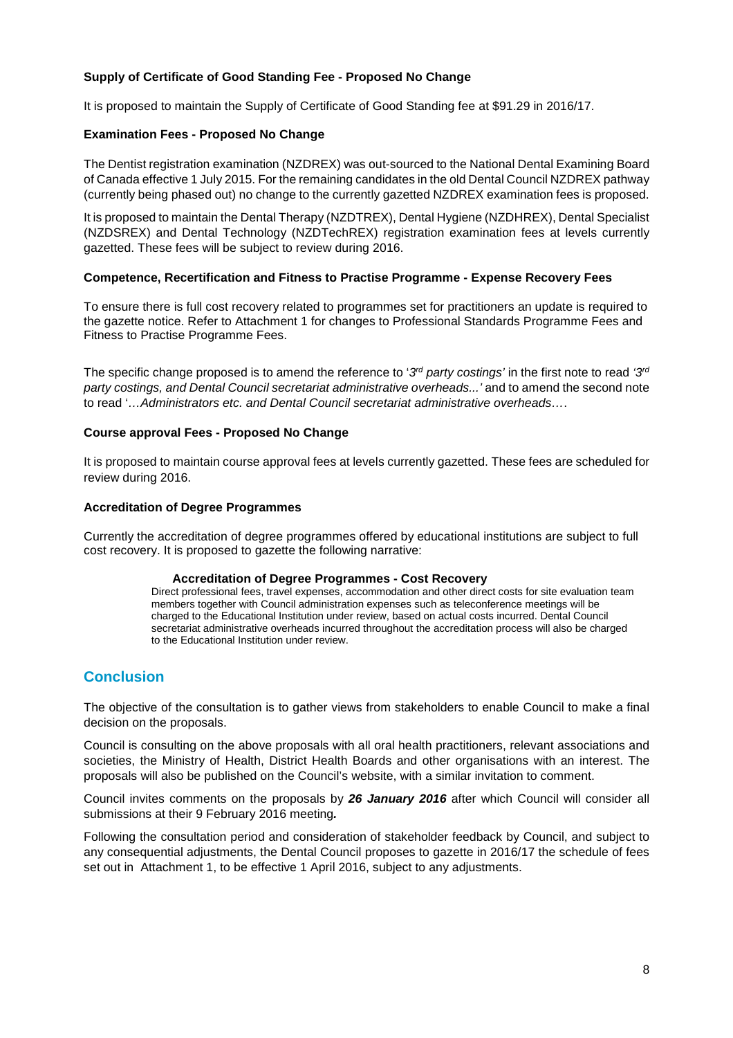**Supply of Certificate of Good Standing Fee - Proposed No Change**

It is proposed to maintain the Supply of Certificate of Good Standing fee at $91.29 in 2016/17.

**Examination Fees - Proposed No Change**

The Dentist registration examination (NZDREX) was out-sourced to the National Dental Examining Board of Canada effective 1 July 2015. For the remaining candidates in the old Dental Council NZDREX pathway (currently being phased out) no change to the currently gazetted NZDREX examination fees is proposed.

It is proposed to maintain the Dental Therapy (NZDTREX), Dental Hygiene (NZDHREX), Dental Specialist (NZDSREX) and Dental Technology (NZDTechREX) registration examination fees at levels currently gazetted. These fees will be subject to review during 2016.

**Competence, Recertification and Fitness to Practise Programme - Expense Recovery Fees**

To ensure there is full cost recovery related to programmes set for practitioners an update is required to the gazette notice. Refer to Attachment 1 for changes to Professional Standards Programme Fees and Fitness to Practise Programme Fees.

The specific change proposed is to amend the reference to '*3rd party costings'* in the first note to read *'3rd party costings, and Dental Council secretariat administrative overheads...'* and to amend the second note to read '*…Administrators etc. and Dental Council secretariat administrative overheads….*

**Course approval Fees - Proposed No Change**

It is proposed to maintain course approval fees at levels currently gazetted. These fees are scheduled for review during 2016.

**Accreditation of Degree Programmes**

Currently the accreditation of degree programmes offered by educational institutions are subject to full cost recovery. It is proposed to gazette the following narrative:

> **Accreditation of Degree Programmes - Cost Recovery**
>
> Direct professional fees, travel expenses, accommodation and other direct costs for site evaluation team members together with Council administration expenses such as teleconference meetings will be charged to the Educational Institution under review, based on actual costs incurred. Dental Council secretariat administrative overheads incurred throughout the accreditation process will also be charged to the Educational Institution under review.

## Conclusion

The objective of the consultation is to gather views from stakeholders to enable Council to make a final decision on the proposals.

Council is consulting on the above proposals with all oral health practitioners, relevant associations and societies, the Ministry of Health, District Health Boards and other organisations with an interest. The proposals will also be published on the Council's website, with a similar invitation to comment.

Council invites comments on the proposals by ***26 January 2016*** after which Council will consider all submissions at their 9 February 2016 meeting***.***

Following the consultation period and consideration of stakeholder feedback by Council, and subject to any consequential adjustments, the Dental Council proposes to gazette in 2016/17 the schedule of fees set out in Attachment 1, to be effective 1 April 2016, subject to any adjustments.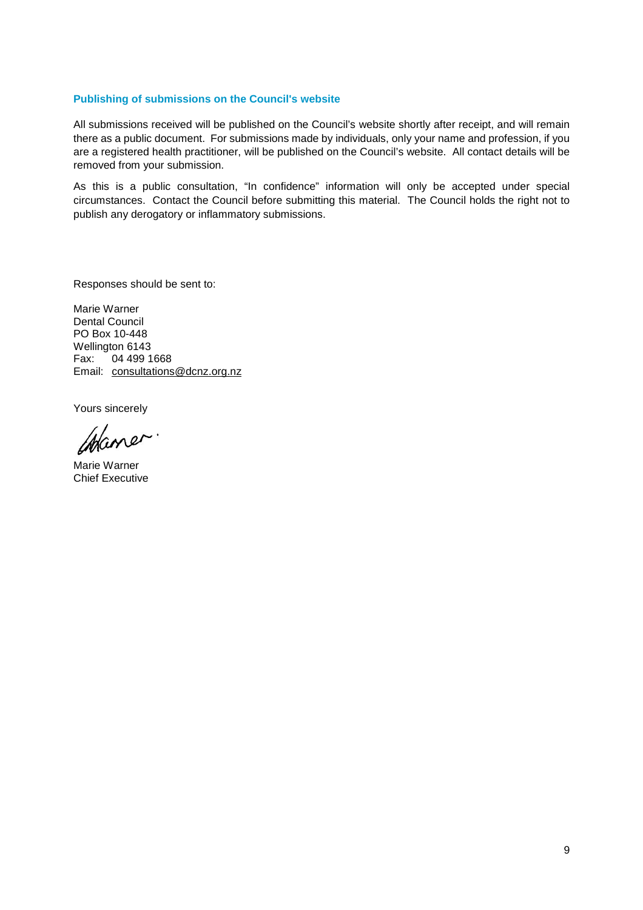### Publishing of submissions on the Council's website

All submissions received will be published on the Council's website shortly after receipt, and will remain there as a public document. For submissions made by individuals, only your name and profession, if you are a registered health practitioner, will be published on the Council's website. All contact details will be removed from your submission.

As this is a public consultation, "In confidence" information will only be accepted under special circumstances. Contact the Council before submitting this material. The Council holds the right not to publish any derogatory or inflammatory submissions.

Responses should be sent to:

Marie Warner  
Dental Council  
PO Box 10-448  
Wellington 6143  
Fax: 04 499 1668  
Email: consultations@dcnz.org.nz

Yours sincerely

Marie Warner  
Chief Executive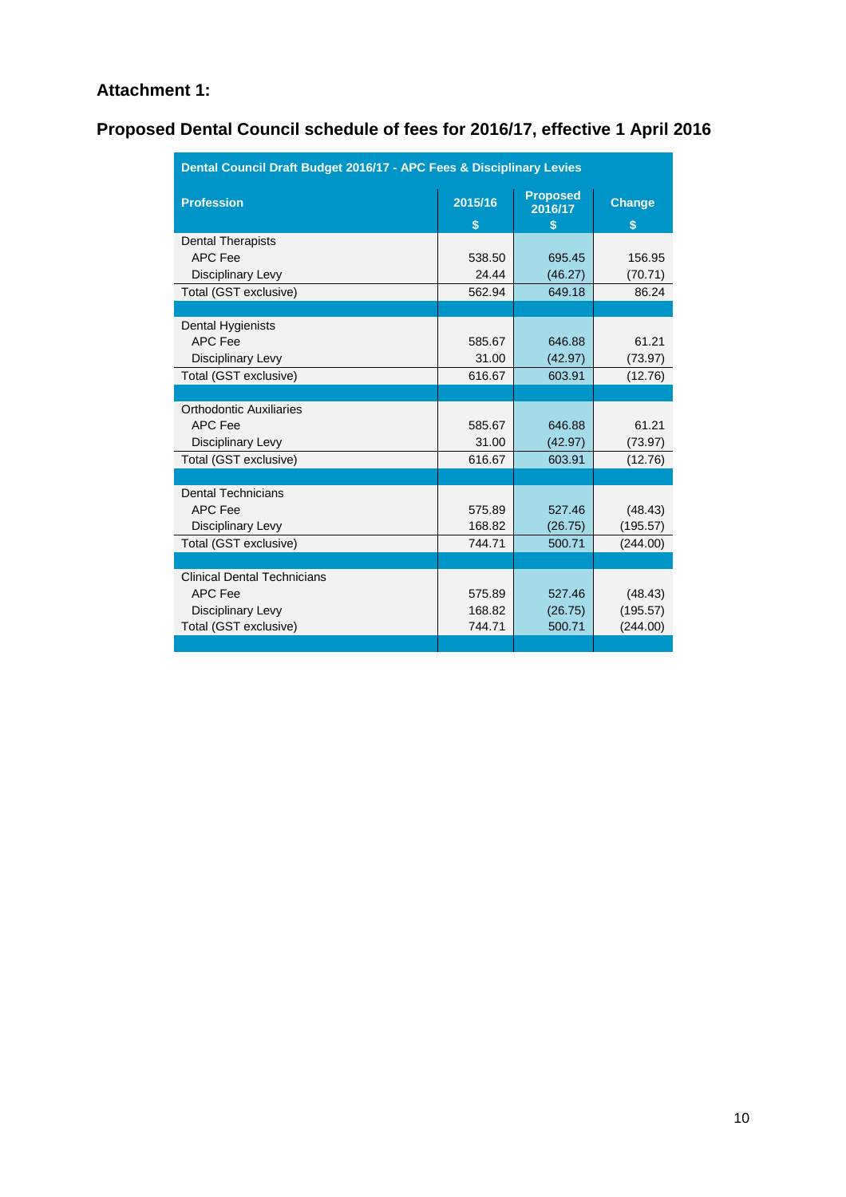## Attachment 1:

## Proposed Dental Council schedule of fees for 2016/17, effective 1 April 2016

| Dental Council Draft Budget 2016/17 - APC Fees & Disciplinary Levies | | | |
|---|---|---|---|
| **Profession** | **2015/16** <br> **$** | **Proposed 2016/17** <br> **$** | **Change** <br> **$** |
| Dental Therapists | | | |
| APC Fee | 538.50 | 695.45 | 156.95 |
| Disciplinary Levy | 24.44 | (46.27) | (70.71) |
| Total (GST exclusive) | 562.94 | 649.18 | 86.24 |
| | | | |
| Dental Hygienists | | | |
| APC Fee | 585.67 | 646.88 | 61.21 |
| Disciplinary Levy | 31.00 | (42.97) | (73.97) |
| Total (GST exclusive) | 616.67 | 603.91 | (12.76) |
| | | | |
| Orthodontic Auxiliaries | | | |
| APC Fee | 585.67 | 646.88 | 61.21 |
| Disciplinary Levy | 31.00 | (42.97) | (73.97) |
| Total (GST exclusive) | 616.67 | 603.91 | (12.76) |
| | | | |
| Dental Technicians | | | |
| APC Fee | 575.89 | 527.46 | (48.43) |
| Disciplinary Levy | 168.82 | (26.75) | (195.57) |
| Total (GST exclusive) | 744.71 | 500.71 | (244.00) |
| | | | |
| Clinical Dental Technicians | | | |
| APC Fee | 575.89 | 527.46 | (48.43) |
| Disciplinary Levy | 168.82 | (26.75) | (195.57) |
| Total (GST exclusive) | 744.71 | 500.71 | (244.00) |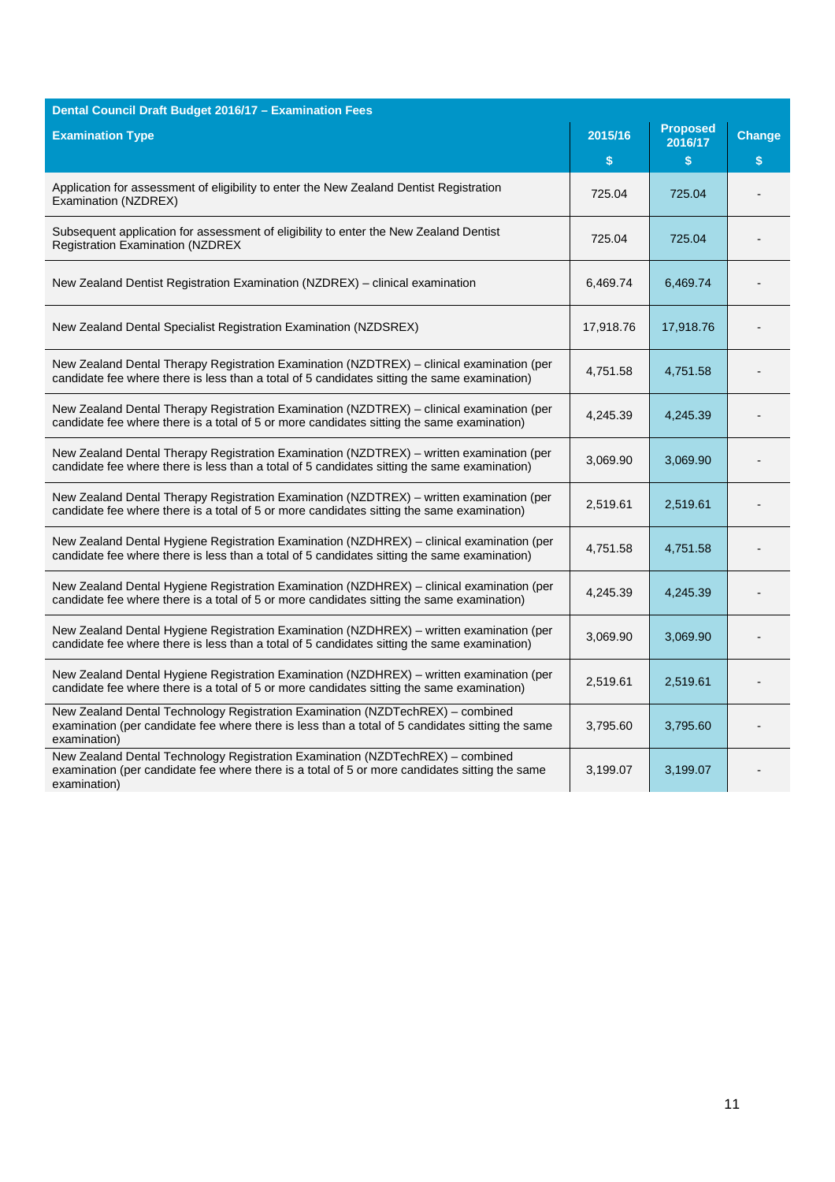| Dental Council Draft Budget 2016/17 – Examination Fees | | | |
|---|---|---|---|
| **Examination Type** | **2015/16**<br>**$** | **Proposed 2016/17**<br>**$** | **Change**<br>**$** |
| Application for assessment of eligibility to enter the New Zealand Dentist Registration Examination (NZDREX) | 725.04 | 725.04 | - |
| Subsequent application for assessment of eligibility to enter the New Zealand Dentist Registration Examination (NZDREX | 725.04 | 725.04 | - |
| New Zealand Dentist Registration Examination (NZDREX) – clinical examination | 6,469.74 | 6,469.74 | - |
| New Zealand Dental Specialist Registration Examination (NZDSREX) | 17,918.76 | 17,918.76 | - |
| New Zealand Dental Therapy Registration Examination (NZDTREX) – clinical examination (per candidate fee where there is less than a total of 5 candidates sitting the same examination) | 4,751.58 | 4,751.58 | - |
| New Zealand Dental Therapy Registration Examination (NZDTREX) – clinical examination (per candidate fee where there is a total of 5 or more candidates sitting the same examination) | 4,245.39 | 4,245.39 | - |
| New Zealand Dental Therapy Registration Examination (NZDTREX) – written examination (per candidate fee where there is less than a total of 5 candidates sitting the same examination) | 3,069.90 | 3,069.90 | - |
| New Zealand Dental Therapy Registration Examination (NZDTREX) – written examination (per candidate fee where there is a total of 5 or more candidates sitting the same examination) | 2,519.61 | 2,519.61 | - |
| New Zealand Dental Hygiene Registration Examination (NZDHREX) – clinical examination (per candidate fee where there is less than a total of 5 candidates sitting the same examination) | 4,751.58 | 4,751.58 | - |
| New Zealand Dental Hygiene Registration Examination (NZDHREX) – clinical examination (per candidate fee where there is a total of 5 or more candidates sitting the same examination) | 4,245.39 | 4,245.39 | - |
| New Zealand Dental Hygiene Registration Examination (NZDHREX) – written examination (per candidate fee where there is less than a total of 5 candidates sitting the same examination) | 3,069.90 | 3,069.90 | - |
| New Zealand Dental Hygiene Registration Examination (NZDHREX) – written examination (per candidate fee where there is a total of 5 or more candidates sitting the same examination) | 2,519.61 | 2,519.61 | - |
| New Zealand Dental Technology Registration Examination (NZDTechREX) – combined examination (per candidate fee where there is less than a total of 5 candidates sitting the same examination) | 3,795.60 | 3,795.60 | - |
| New Zealand Dental Technology Registration Examination (NZDTechREX) – combined examination (per candidate fee where there is a total of 5 or more candidates sitting the same examination) | 3,199.07 | 3,199.07 | - |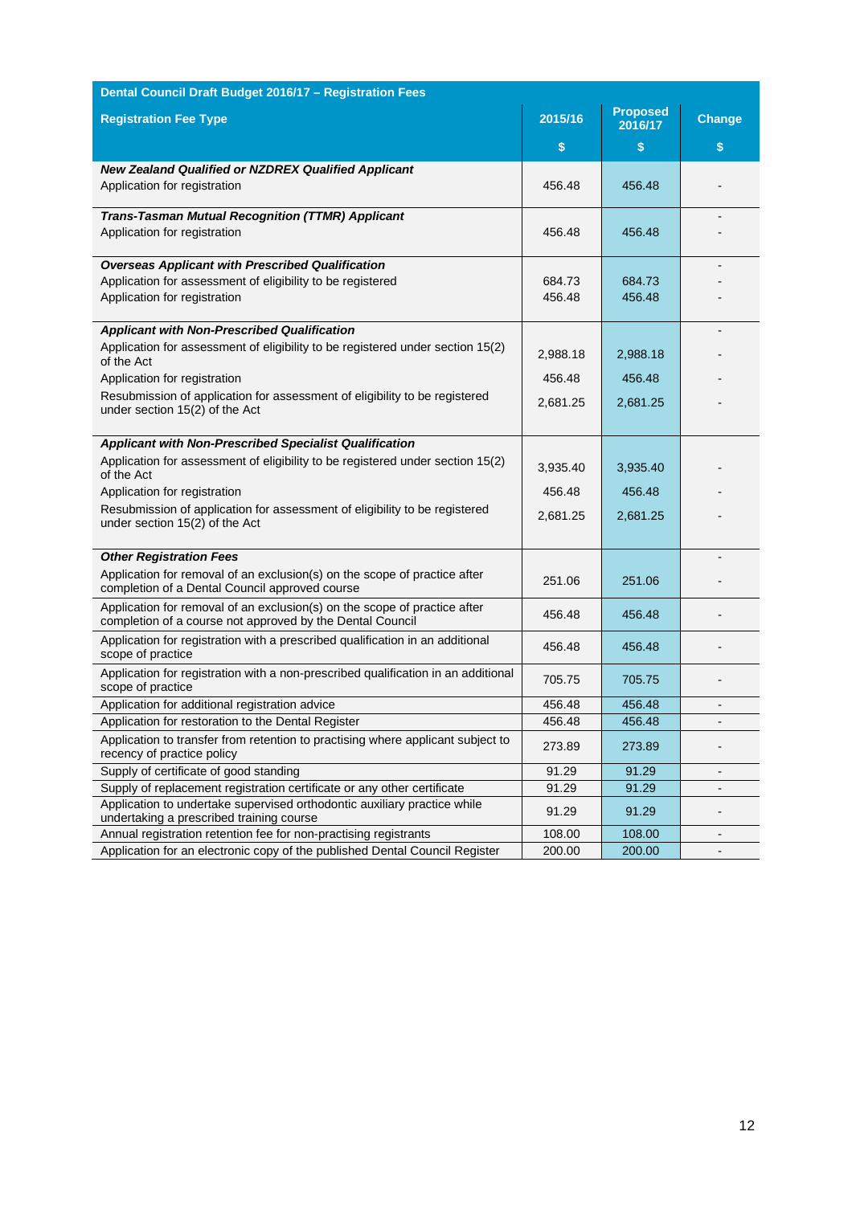| Dental Council Draft Budget 2016/17 – Registration Fees | | | |
|---|---|---|---|
| **Registration Fee Type** | **2015/16** | **Proposed 2016/17** | **Change** |
| | **$** | **$** | **$** |
| ***New Zealand Qualified or NZDREX Qualified Applicant*** | | | |
| Application for registration | 456.48 | 456.48 | - |
| ***Trans-Tasman Mutual Recognition (TTMR) Applicant*** | | | - |
| Application for registration | 456.48 | 456.48 | - |
| ***Overseas Applicant with Prescribed Qualification*** | | | - |
| Application for assessment of eligibility to be registered | 684.73 | 684.73 | - |
| Application for registration | 456.48 | 456.48 | - |
| ***Applicant with Non-Prescribed Qualification*** | | | - |
| Application for assessment of eligibility to be registered under section 15(2) of the Act | 2,988.18 | 2,988.18 | - |
| Application for registration | 456.48 | 456.48 | - |
| Resubmission of application for assessment of eligibility to be registered under section 15(2) of the Act | 2,681.25 | 2,681.25 | - |
| ***Applicant with Non-Prescribed Specialist Qualification*** | | | |
| Application for assessment of eligibility to be registered under section 15(2) of the Act | 3,935.40 | 3,935.40 | - |
| Application for registration | 456.48 | 456.48 | - |
| Resubmission of application for assessment of eligibility to be registered under section 15(2) of the Act | 2,681.25 | 2,681.25 | - |
| ***Other Registration Fees*** | | | - |
| Application for removal of an exclusion(s) on the scope of practice after completion of a Dental Council approved course | 251.06 | 251.06 | - |
| Application for removal of an exclusion(s) on the scope of practice after completion of a course not approved by the Dental Council | 456.48 | 456.48 | - |
| Application for registration with a prescribed qualification in an additional scope of practice | 456.48 | 456.48 | - |
| Application for registration with a non-prescribed qualification in an additional scope of practice | 705.75 | 705.75 | - |
| Application for additional registration advice | 456.48 | 456.48 | - |
| Application for restoration to the Dental Register | 456.48 | 456.48 | - |
| Application to transfer from retention to practising where applicant subject to recency of practice policy | 273.89 | 273.89 | - |
| Supply of certificate of good standing | 91.29 | 91.29 | - |
| Supply of replacement registration certificate or any other certificate | 91.29 | 91.29 | - |
| Application to undertake supervised orthodontic auxiliary practice while undertaking a prescribed training course | 91.29 | 91.29 | - |
| Annual registration retention fee for non-practising registrants | 108.00 | 108.00 | - |
| Application for an electronic copy of the published Dental Council Register | 200.00 | 200.00 | - |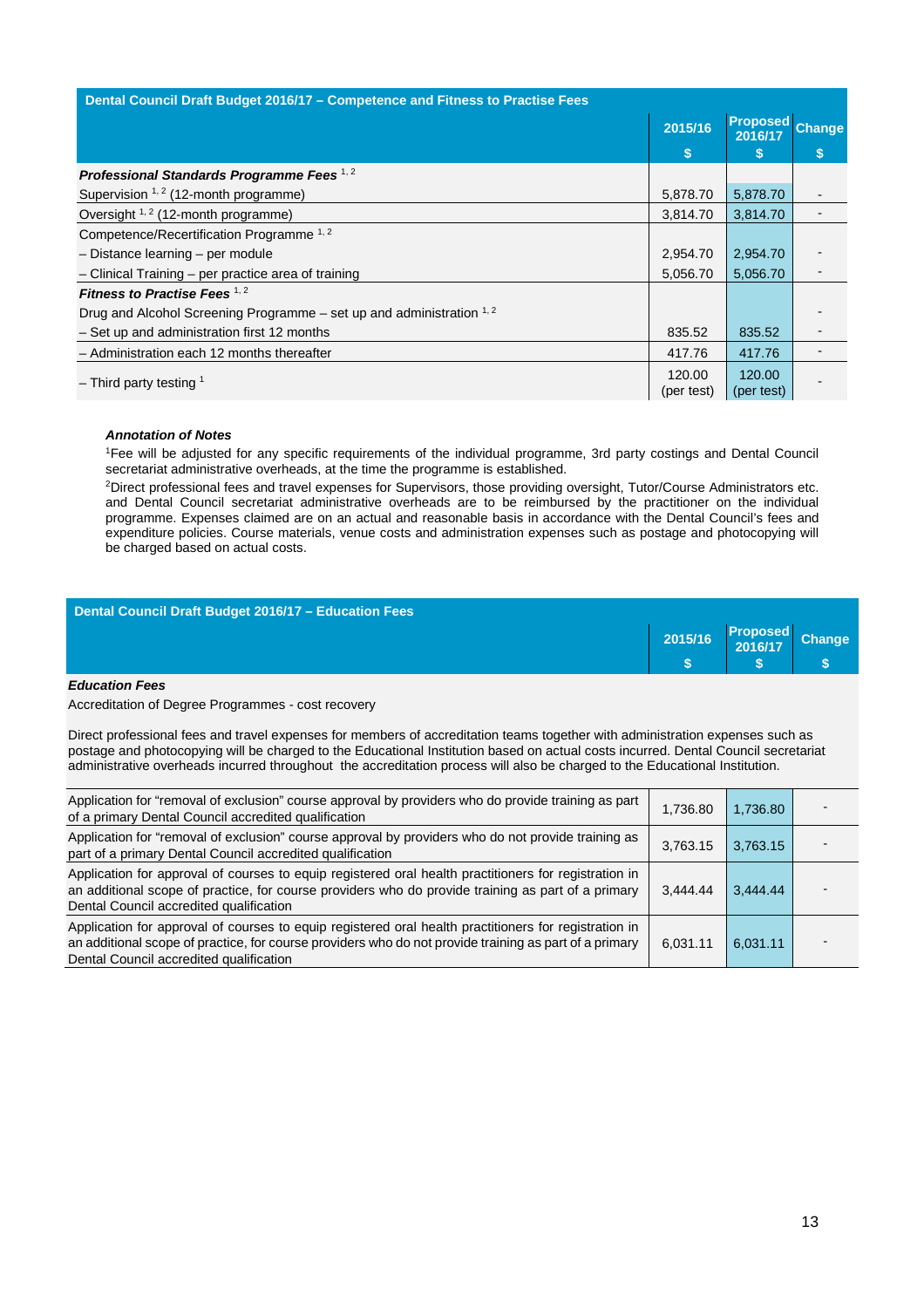| Dental Council Draft Budget 2016/17 – Competence and Fitness to Practise Fees | 2015/16 $ | Proposed 2016/17 $ | Change $ |
|---|---|---|---|
| ***Professional Standards Programme Fees*** [1, 2] | | | |
| Supervision [1, 2] (12-month programme) | 5,878.70 | 5,878.70 | - |
| Oversight [1, 2] (12-month programme) | 3,814.70 | 3,814.70 | - |
| Competence/Recertification Programme [1, 2] | | | |
| – Distance learning – per module | 2,954.70 | 2,954.70 | - |
| – Clinical Training – per practice area of training | 5,056.70 | 5,056.70 | - |
| ***Fitness to Practise Fees*** [1, 2] | | | |
| Drug and Alcohol Screening Programme – set up and administration [1, 2] | | | - |
| – Set up and administration first 12 months | 835.52 | 835.52 | - |
| – Administration each 12 months thereafter | 417.76 | 417.76 | - |
| – Third party testing [1] | 120.00 (per test) | 120.00 (per test) | - |

***Annotation of Notes***

[1]Fee will be adjusted for any specific requirements of the individual programme, 3rd party costings and Dental Council secretariat administrative overheads, at the time the programme is established.

[2]Direct professional fees and travel expenses for Supervisors, those providing oversight, Tutor/Course Administrators etc. and Dental Council secretariat administrative overheads are to be reimbursed by the practitioner on the individual programme. Expenses claimed are on an actual and reasonable basis in accordance with the Dental Council's fees and expenditure policies. Course materials, venue costs and administration expenses such as postage and photocopying will be charged based on actual costs.

| Dental Council Draft Budget 2016/17 – Education Fees | 2015/16 $ | Proposed 2016/17 $ | Change $ |
|---|---|---|---|
| ***Education Fees*** | | | |
| Accreditation of Degree Programmes - cost recovery | | | |
| Direct professional fees and travel expenses for members of accreditation teams together with administration expenses such as postage and photocopying will be charged to the Educational Institution based on actual costs incurred. Dental Council secretariat administrative overheads incurred throughout the accreditation process will also be charged to the Educational Institution. | | | |
| Application for "removal of exclusion" course approval by providers who do provide training as part of a primary Dental Council accredited qualification | 1,736.80 | 1,736.80 | - |
| Application for "removal of exclusion" course approval by providers who do not provide training as part of a primary Dental Council accredited qualification | 3,763.15 | 3,763.15 | - |
| Application for approval of courses to equip registered oral health practitioners for registration in an additional scope of practice, for course providers who do provide training as part of a primary Dental Council accredited qualification | 3,444.44 | 3,444.44 | - |
| Application for approval of courses to equip registered oral health practitioners for registration in an additional scope of practice, for course providers who do not provide training as part of a primary Dental Council accredited qualification | 6,031.11 | 6,031.11 | - |